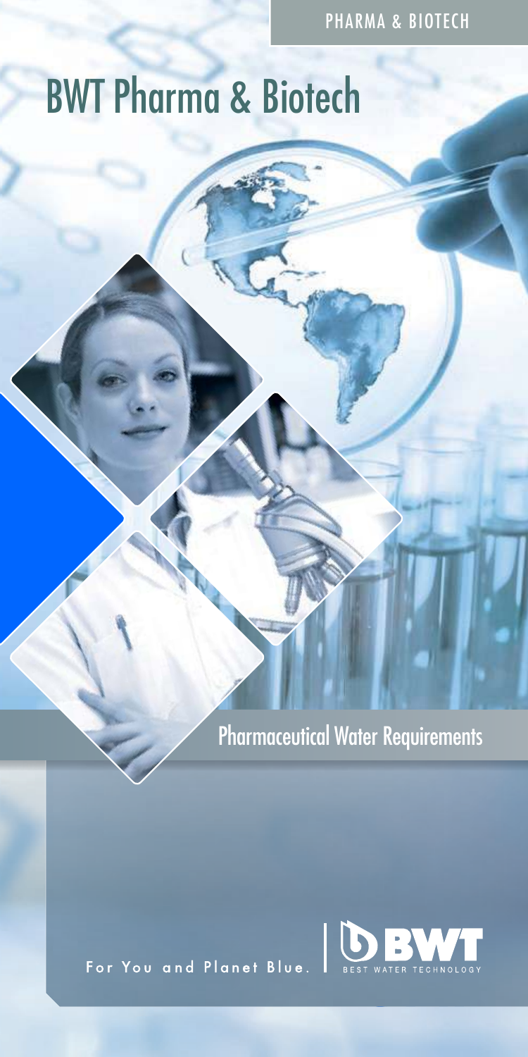PHARMA & BIOTECH

# BWT Pharma & Biotech

## Pharmaceutical Water Requirements

For You and Planet Blue.

BWT
BEST WATER TECHNOLOGY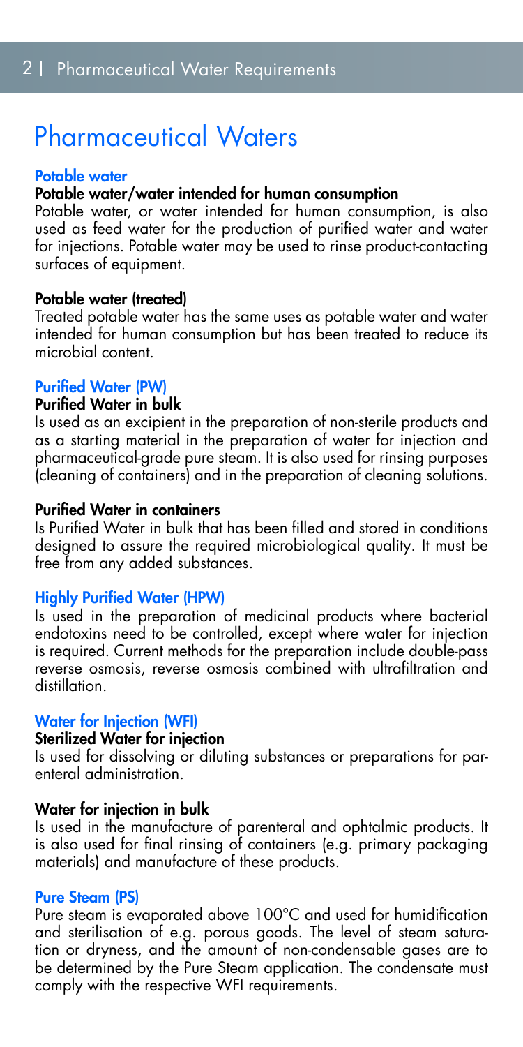# Pharmaceutical Waters

## Potable water

### Potable water/water intended for human consumption

Potable water, or water intended for human consumption, is also used as feed water for the production of purified water and water for injections. Potable water may be used to rinse product-contacting surfaces of equipment.

### Potable water (treated)

Treated potable water has the same uses as potable water and water intended for human consumption but has been treated to reduce its microbial content.

## Purified Water (PW)

### Purified Water in bulk

Is used as an excipient in the preparation of non-sterile products and as a starting material in the preparation of water for injection and pharmaceutical-grade pure steam. It is also used for rinsing purposes (cleaning of containers) and in the preparation of cleaning solutions.

### Purified Water in containers

Is Purified Water in bulk that has been filled and stored in conditions designed to assure the required microbiological quality. It must be free from any added substances.

## Highly Purified Water (HPW)

Is used in the preparation of medicinal products where bacterial endotoxins need to be controlled, except where water for injection is required. Current methods for the preparation include double-pass reverse osmosis, reverse osmosis combined with ultrafiltration and distillation.

## Water for Injection (WFI)

### Sterilized Water for injection

Is used for dissolving or diluting substances or preparations for parenteral administration.

### Water for injection in bulk

Is used in the manufacture of parenteral and ophtalmic products. It is also used for final rinsing of containers (e.g. primary packaging materials) and manufacture of these products.

## Pure Steam (PS)

Pure steam is evaporated above 100°C and used for humidification and sterilisation of e.g. porous goods. The level of steam saturation or dryness, and the amount of non-condensable gases are to be determined by the Pure Steam application. The condensate must comply with the respective WFI requirements.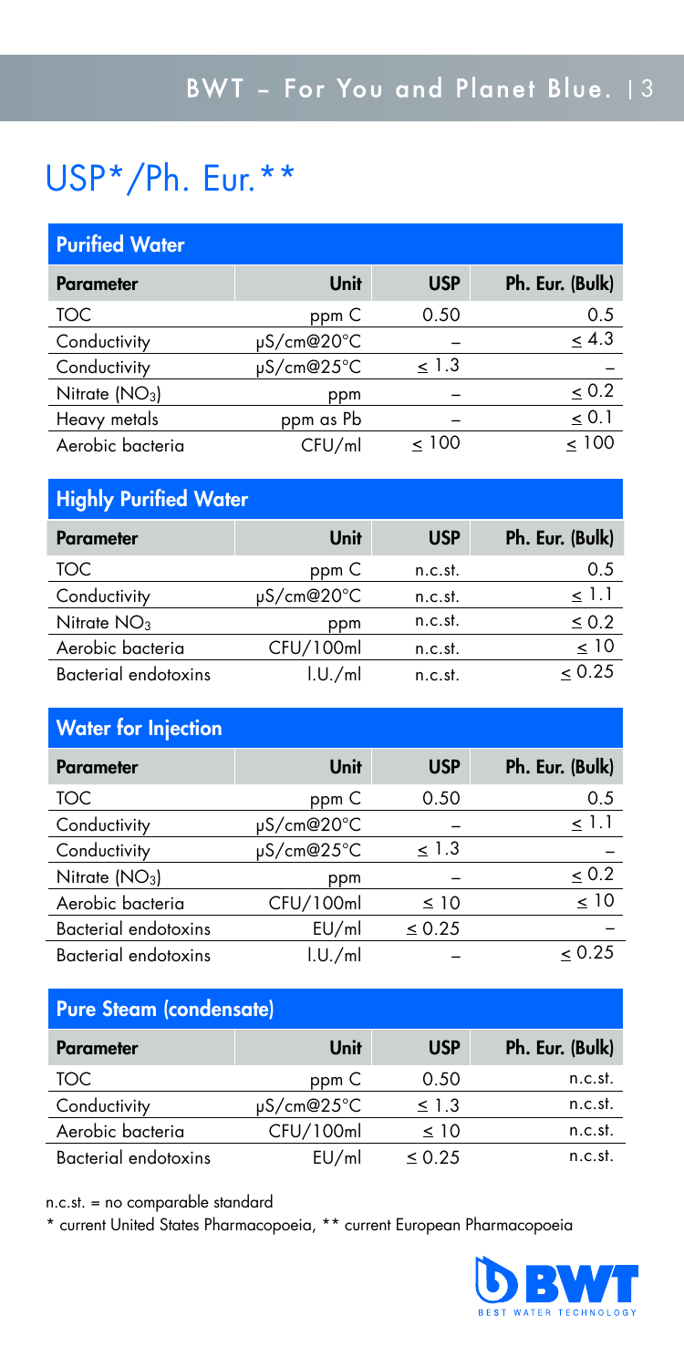# USP*/Ph. Eur.**

## Purified Water

| Parameter | Unit | USP | Ph. Eur. (Bulk) |
|---|---|---|---|
| TOC | ppm C | 0.50 | 0.5 |
| Conductivity | µS/cm@20°C | – | ≤ 4.3 |
| Conductivity | µS/cm@25°C | ≤ 1.3 | – |
| Nitrate ($NO_3$) | ppm | – | ≤ 0.2 |
| Heavy metals | ppm as Pb | – | ≤ 0.1 |
| Aerobic bacteria | CFU/ml | ≤ 100 | ≤ 100 |

## Highly Purified Water

| Parameter | Unit | USP | Ph. Eur. (Bulk) |
|---|---|---|---|
| TOC | ppm C | n.c.st. | 0.5 |
| Conductivity | µS/cm@20°C | n.c.st. | ≤ 1.1 |
| Nitrate $NO_3$ | ppm | n.c.st. | ≤ 0.2 |
| Aerobic bacteria | CFU/100ml | n.c.st. | ≤ 10 |
| Bacterial endotoxins | I.U./ml | n.c.st. | ≤ 0.25 |

## Water for Injection

| Parameter | Unit | USP | Ph. Eur. (Bulk) |
|---|---|---|---|
| TOC | ppm C | 0.50 | 0.5 |
| Conductivity | µS/cm@20°C | – | ≤ 1.1 |
| Conductivity | µS/cm@25°C | ≤ 1.3 | – |
| Nitrate ($NO_3$) | ppm | – | ≤ 0.2 |
| Aerobic bacteria | CFU/100ml | ≤ 10 | ≤ 10 |
| Bacterial endotoxins | EU/ml | ≤ 0.25 | – |
| Bacterial endotoxins | I.U./ml | – | ≤ 0.25 |

## Pure Steam (condensate)

| Parameter | Unit | USP | Ph. Eur. (Bulk) |
|---|---|---|---|
| TOC | ppm C | 0.50 | n.c.st. |
| Conductivity | µS/cm@25°C | ≤ 1.3 | n.c.st. |
| Aerobic bacteria | CFU/100ml | ≤ 10 | n.c.st. |
| Bacterial endotoxins | EU/ml | ≤ 0.25 | n.c.st. |

n.c.st. = no comparable standard

\* current United States Pharmacopoeia, ** current European Pharmacopoeia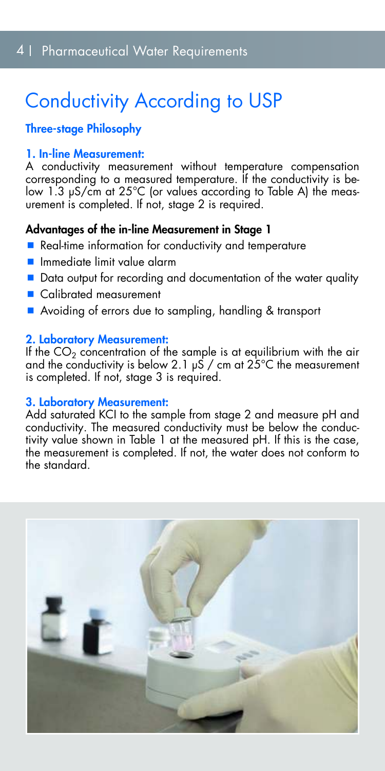# Conductivity According to USP

## Three-stage Philosophy

### 1. In-line Measurement:

A conductivity measurement without temperature compensation corresponding to a measured temperature. If the conductivity is below 1.3 µS/cm at 25°C (or values according to Table A) the measurement is completed. If not, stage 2 is required.

### Advantages of the in-line Measurement in Stage 1

- Real-time information for conductivity and temperature
- Immediate limit value alarm
- Data output for recording and documentation of the water quality
- Calibrated measurement
- Avoiding of errors due to sampling, handling & transport

### 2. Laboratory Measurement:

If the $CO_2$ concentration of the sample is at equilibrium with the air and the conductivity is below 2.1 µS / cm at 25°C the measurement is completed. If not, stage 3 is required.

### 3. Laboratory Measurement:

Add saturated KCl to the sample from stage 2 and measure pH and conductivity. The measured conductivity must be below the conductivity value shown in Table 1 at the measured pH. If this is the case, the measurement is completed. If not, the water does not conform to the standard.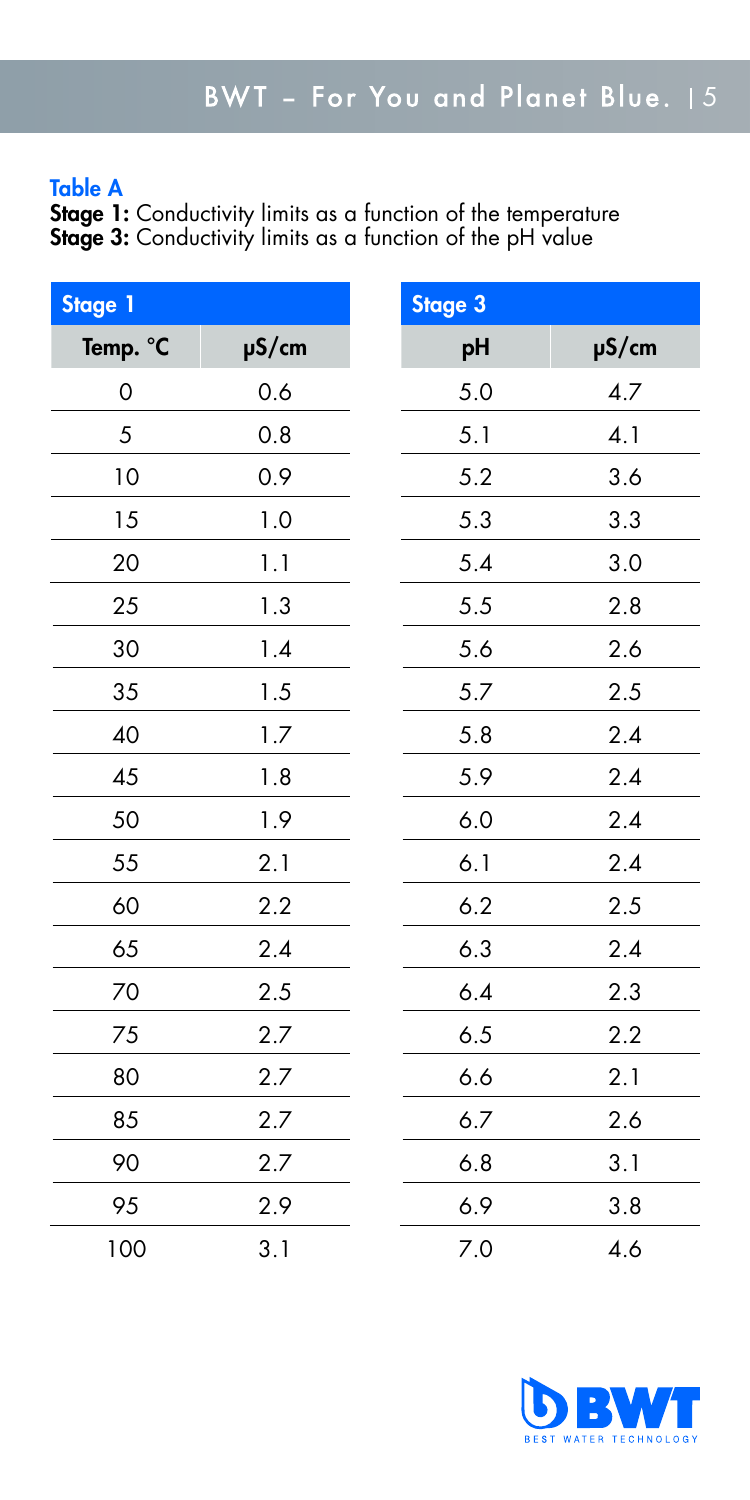**Table A**

**Stage 1:** Conductivity limits as a function of the temperature
**Stage 3:** Conductivity limits as a function of the pH value

| Stage 1 | |
|---|---|
| **Temp. °C** | **µS/cm** |
| 0 | 0.6 |
| 5 | 0.8 |
| 10 | 0.9 |
| 15 | 1.0 |
| 20 | 1.1 |
| 25 | 1.3 |
| 30 | 1.4 |
| 35 | 1.5 |
| 40 | 1.7 |
| 45 | 1.8 |
| 50 | 1.9 |
| 55 | 2.1 |
| 60 | 2.2 |
| 65 | 2.4 |
| 70 | 2.5 |
| 75 | 2.7 |
| 80 | 2.7 |
| 85 | 2.7 |
| 90 | 2.7 |
| 95 | 2.9 |
| 100 | 3.1 |

| Stage 3 | |
|---|---|
| **pH** | **µS/cm** |
| 5.0 | 4.7 |
| 5.1 | 4.1 |
| 5.2 | 3.6 |
| 5.3 | 3.3 |
| 5.4 | 3.0 |
| 5.5 | 2.8 |
| 5.6 | 2.6 |
| 5.7 | 2.5 |
| 5.8 | 2.4 |
| 5.9 | 2.4 |
| 6.0 | 2.4 |
| 6.1 | 2.4 |
| 6.2 | 2.5 |
| 6.3 | 2.4 |
| 6.4 | 2.3 |
| 6.5 | 2.2 |
| 6.6 | 2.1 |
| 6.7 | 2.6 |
| 6.8 | 3.1 |
| 6.9 | 3.8 |
| 7.0 | 4.6 |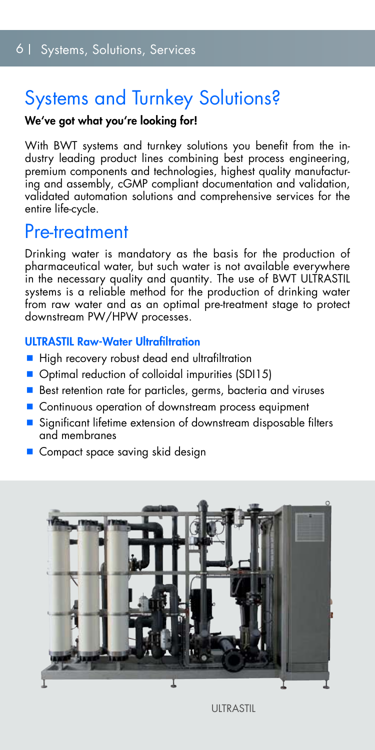# Systems and Turnkey Solutions?

**We've got what you're looking for!**

With BWT systems and turnkey solutions you benefit from the industry leading product lines combining best process engineering, premium components and technologies, highest quality manufacturing and assembly, cGMP compliant documentation and validation, validated automation solutions and comprehensive services for the entire life-cycle.

# Pre-treatment

Drinking water is mandatory as the basis for the production of pharmaceutical water, but such water is not available everywhere in the necessary quality and quantity. The use of BWT ULTRASTIL systems is a reliable method for the production of drinking water from raw water and as an optimal pre-treatment stage to protect downstream PW/HPW processes.

### ULTRASTIL Raw-Water Ultrafiltration

- High recovery robust dead end ultrafiltration
- Optimal reduction of colloidal impurities (SDI15)
- Best retention rate for particles, germs, bacteria and viruses
- Continuous operation of downstream process equipment
- Significant lifetime extension of downstream disposable filters and membranes
- Compact space saving skid design

ULTRASTIL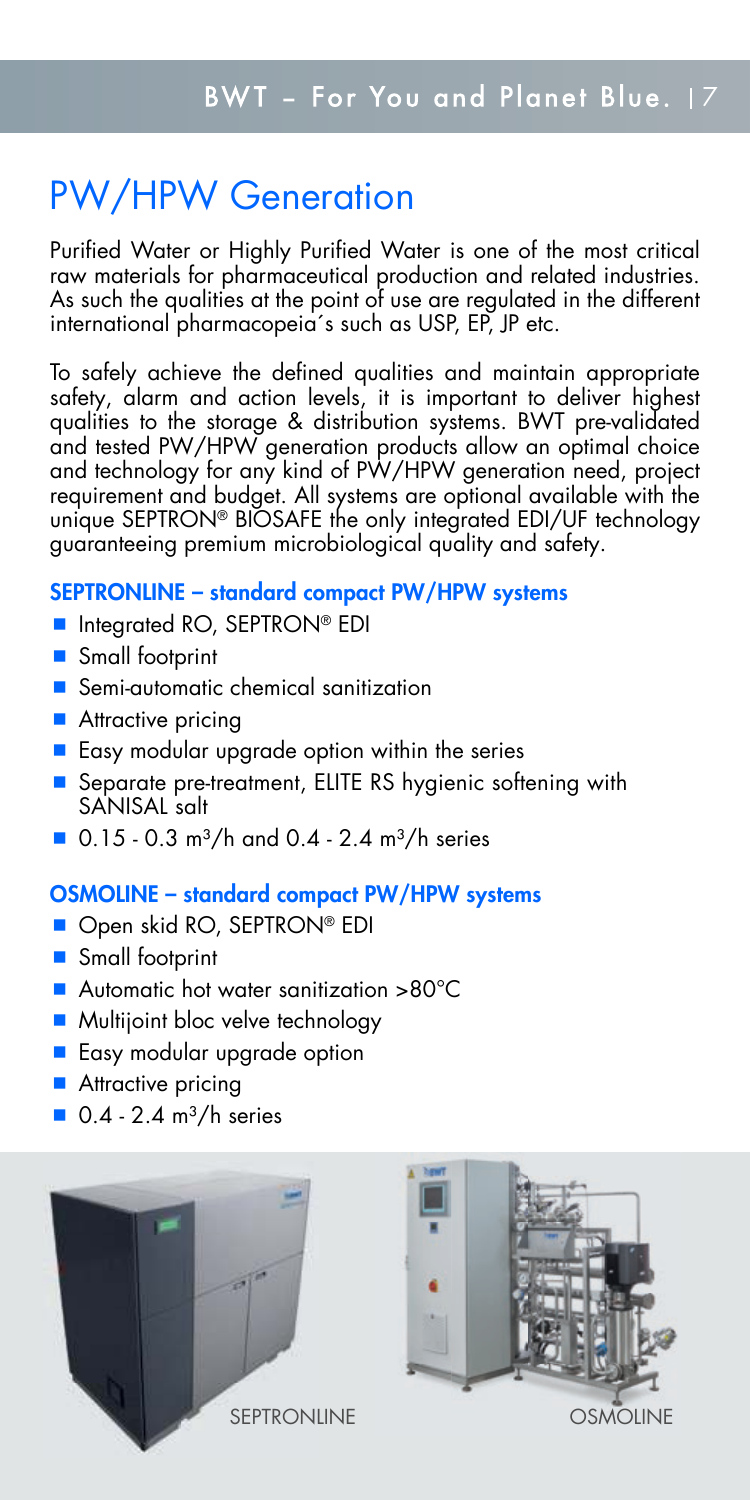# PW/HPW Generation

Purified Water or Highly Purified Water is one of the most critical raw materials for pharmaceutical production and related industries. As such the qualities at the point of use are regulated in the different international pharmacopeia´s such as USP, EP, JP etc.

To safely achieve the defined qualities and maintain appropriate safety, alarm and action levels, it is important to deliver highest qualities to the storage & distribution systems. BWT pre-validated and tested PW/HPW generation products allow an optimal choice and technology for any kind of PW/HPW generation need, project requirement and budget. All systems are optional available with the unique SEPTRON® BIOSAFE the only integrated EDI/UF technology guaranteeing premium microbiological quality and safety.

### SEPTRONLINE – standard compact PW/HPW systems

- Integrated RO, SEPTRON® EDI
- Small footprint
- Semi-automatic chemical sanitization
- Attractive pricing
- Easy modular upgrade option within the series
- Separate pre-treatment, ELITE RS hygienic softening with SANISAL salt
- 0.15 - 0.3 $m^3$/h and 0.4 - 2.4 $m^3$/h series

### OSMOLINE – standard compact PW/HPW systems

- Open skid RO, SEPTRON® EDI
- Small footprint
- Automatic hot water sanitization >80°C
- Multijoint bloc velve technology
- Easy modular upgrade option
- Attractive pricing
- 0.4 - 2.4 $m^3$/h series

SEPTRONLINE

OSMOLINE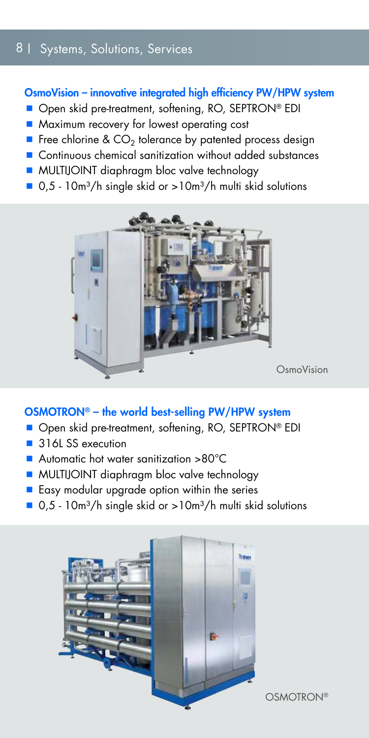## OsmoVision – innovative integrated high efficiency PW/HPW system

- Open skid pre-treatment, softening, RO, SEPTRON® EDI
- Maximum recovery for lowest operating cost
- Free chlorine & $CO_2$ tolerance by patented process design
- Continuous chemical sanitization without added substances
- MULTIJOINT diaphragm bloc valve technology
- 0,5 - 10m³/h single skid or >10m³/h multi skid solutions

OsmoVision

## OSMOTRON® – the world best-selling PW/HPW system

- Open skid pre-treatment, softening, RO, SEPTRON® EDI
- 316L SS execution
- Automatic hot water sanitization >80°C
- MULTIJOINT diaphragm bloc valve technology
- Easy modular upgrade option within the series
- 0,5 - 10m³/h single skid or >10m³/h multi skid solutions

OSMOTRON®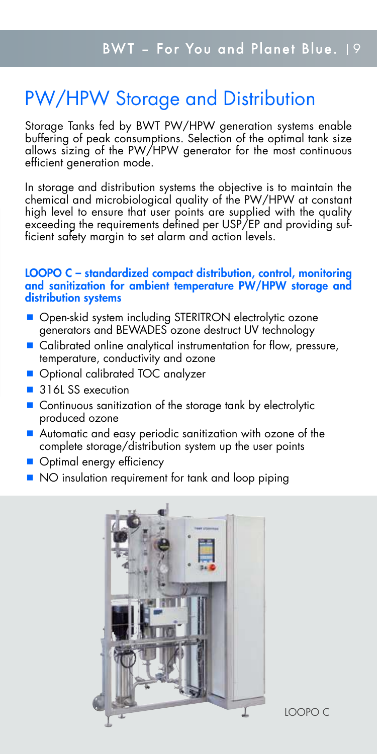# PW/HPW Storage and Distribution

Storage Tanks fed by BWT PW/HPW generation systems enable buffering of peak consumptions. Selection of the optimal tank size allows sizing of the PW/HPW generator for the most continuous efficient generation mode.

In storage and distribution systems the objective is to maintain the chemical and microbiological quality of the PW/HPW at constant high level to ensure that user points are supplied with the quality exceeding the requirements defined per USP/EP and providing sufficient safety margin to set alarm and action levels.

**LOOPO C – standardized compact distribution, control, monitoring and sanitization for ambient temperature PW/HPW storage and distribution systems**

- Open-skid system including STERITRON electrolytic ozone generators and BEWADES ozone destruct UV technology
- Calibrated online analytical instrumentation for flow, pressure, temperature, conductivity and ozone
- Optional calibrated TOC analyzer
- 316L SS execution
- Continuous sanitization of the storage tank by electrolytic produced ozone
- Automatic and easy periodic sanitization with ozone of the complete storage/distribution system up the user points
- Optimal energy efficiency
- NO insulation requirement for tank and loop piping

LOOPO C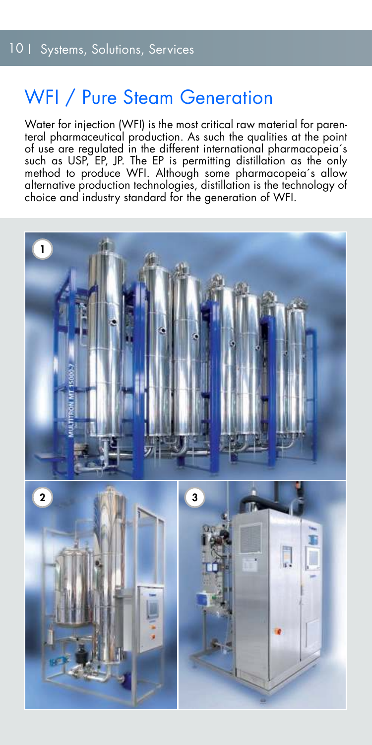# WFI / Pure Steam Generation

Water for injection (WFI) is the most critical raw material for parenteral pharmaceutical production. As such the qualities at the point of use are regulated in the different international pharmacopeia´s such as USP, EP, JP. The EP is permitting distillation as the only method to produce WFI. Although some pharmacopeia´s allow alternative production technologies, distillation is the technology of choice and industry standard for the generation of WFI.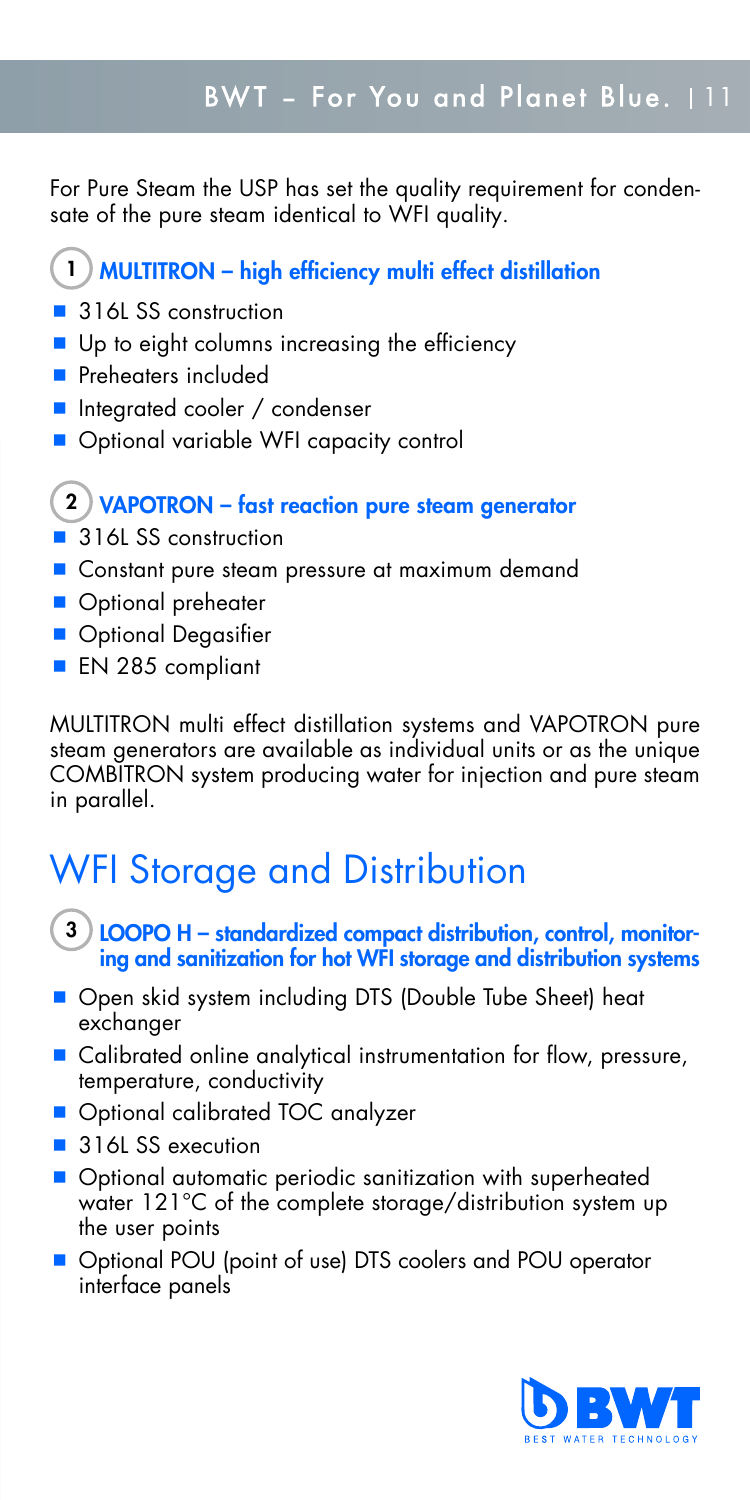For Pure Steam the USP has set the quality requirement for condensate of the pure steam identical to WFI quality.

### 1 MULTITRON – high efficiency multi effect distillation

- 316L SS construction
- Up to eight columns increasing the efficiency
- Preheaters included
- Integrated cooler / condenser
- Optional variable WFI capacity control

### 2 VAPOTRON – fast reaction pure steam generator

- 316L SS construction
- Constant pure steam pressure at maximum demand
- Optional preheater
- Optional Degasifier
- EN 285 compliant

MULTITRON multi effect distillation systems and VAPOTRON pure steam generators are available as individual units or as the unique COMBITRON system producing water for injection and pure steam in parallel.

## WFI Storage and Distribution

### 3 LOOPO H – standardized compact distribution, control, monitoring and sanitization for hot WFI storage and distribution systems

- Open skid system including DTS (Double Tube Sheet) heat exchanger
- Calibrated online analytical instrumentation for flow, pressure, temperature, conductivity
- Optional calibrated TOC analyzer
- 316L SS execution
- Optional automatic periodic sanitization with superheated water 121°C of the complete storage/distribution system up the user points
- Optional POU (point of use) DTS coolers and POU operator interface panels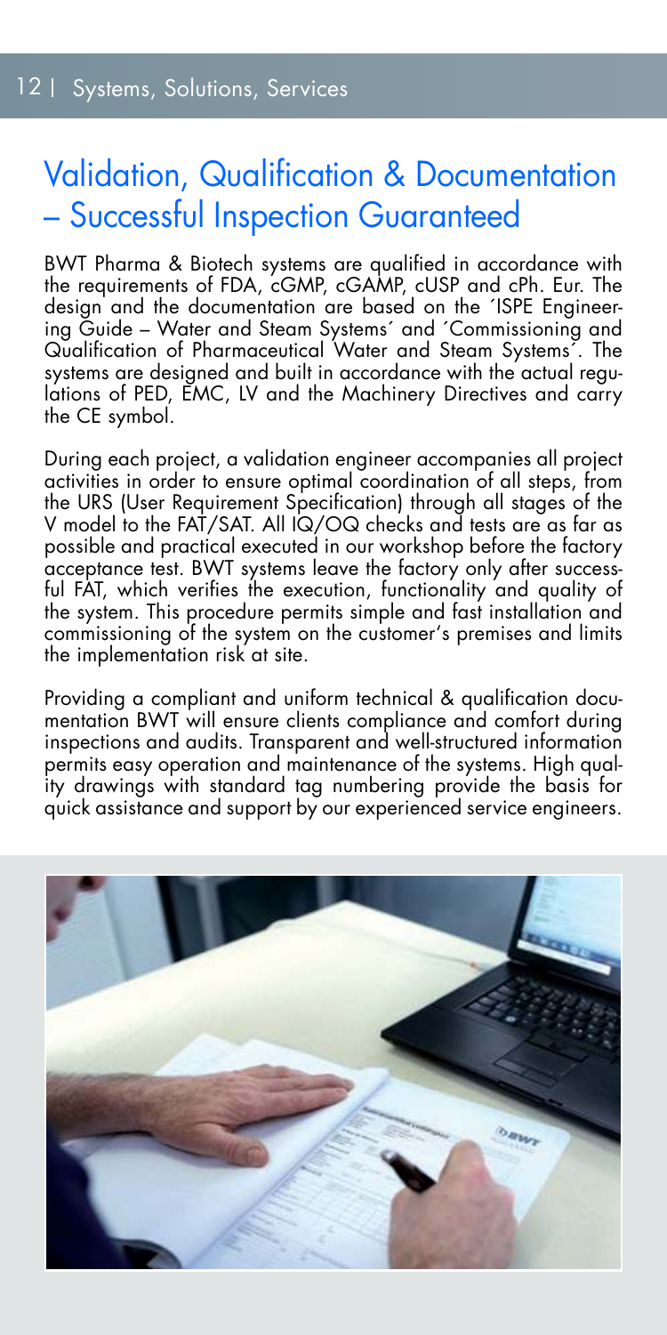# Validation, Qualification & Documentation – Successful Inspection Guaranteed

BWT Pharma & Biotech systems are qualified in accordance with the requirements of FDA, cGMP, cGAMP, cUSP and cPh. Eur. The design and the documentation are based on the ´ISPE Engineering Guide – Water and Steam Systems´ and ´Commissioning and Qualification of Pharmaceutical Water and Steam Systems´. The systems are designed and built in accordance with the actual regulations of PED, EMC, LV and the Machinery Directives and carry the CE symbol.

During each project, a validation engineer accompanies all project activities in order to ensure optimal coordination of all steps, from the URS (User Requirement Specification) through all stages of the V model to the FAT/SAT. All IQ/OQ checks and tests are as far as possible and practical executed in our workshop before the factory acceptance test. BWT systems leave the factory only after successful FAT, which verifies the execution, functionality and quality of the system. This procedure permits simple and fast installation and commissioning of the system on the customer's premises and limits the implementation risk at site.

Providing a compliant and uniform technical & qualification documentation BWT will ensure clients compliance and comfort during inspections and audits. Transparent and well-structured information permits easy operation and maintenance of the systems. High quality drawings with standard tag numbering provide the basis for quick assistance and support by our experienced service engineers.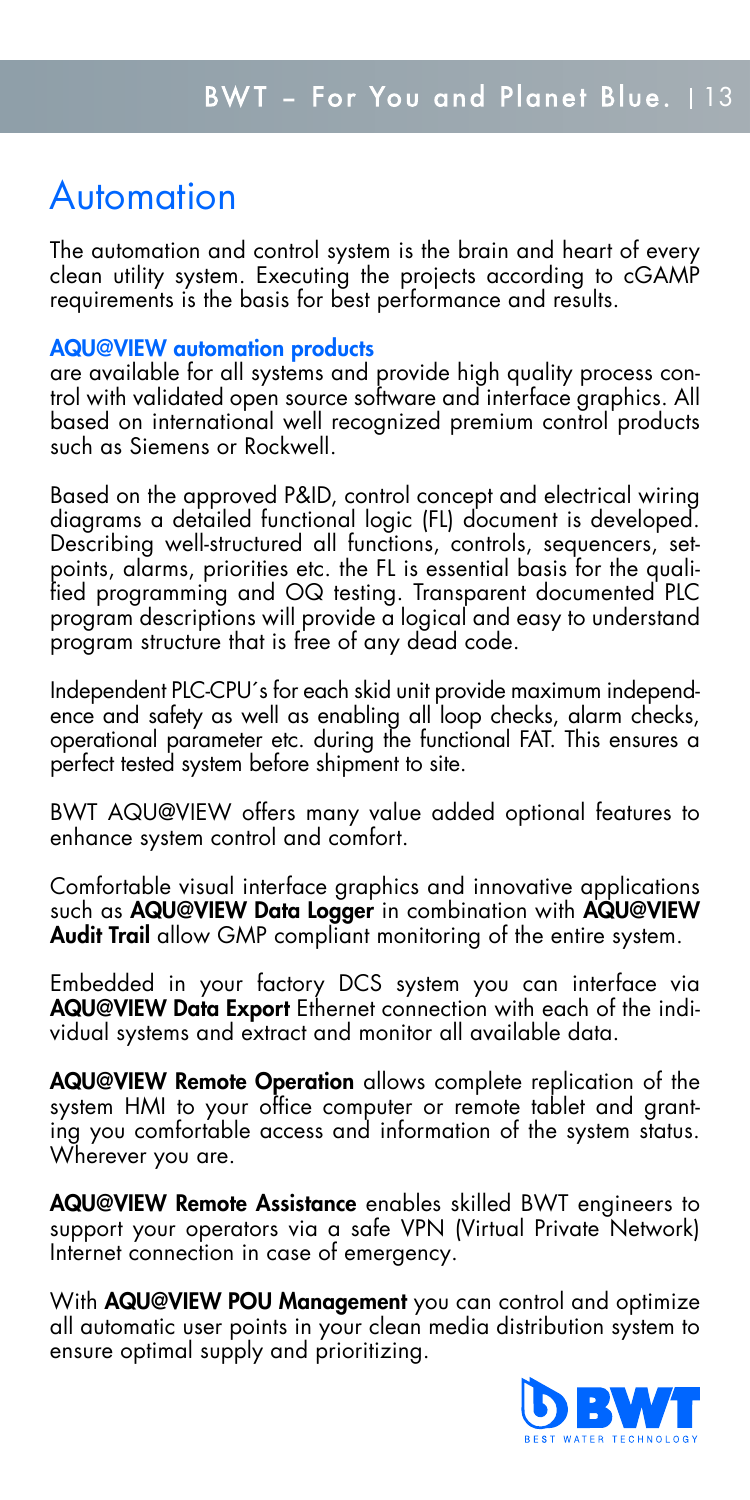# Automation

The automation and control system is the brain and heart of every clean utility system. Executing the projects according to cGAMP requirements is the basis for best performance and results.

**AQU@VIEW automation products** are available for all systems and provide high quality process control with validated open source software and interface graphics. All based on international well recognized premium control products such as Siemens or Rockwell.

Based on the approved P&ID, control concept and electrical wiring diagrams a detailed functional logic (FL) document is developed. Describing well-structured all functions, controls, sequencers, setpoints, alarms, priorities etc. the FL is essential basis for the qualified programming and OQ testing. Transparent documented PLC program descriptions will provide a logical and easy to understand program structure that is free of any dead code.

Independent PLC-CPU´s for each skid unit provide maximum independence and safety as well as enabling all loop checks, alarm checks, operational parameter etc. during the functional FAT. This ensures a perfect tested system before shipment to site.

BWT AQU@VIEW offers many value added optional features to enhance system control and comfort.

Comfortable visual interface graphics and innovative applications such as **AQU@VIEW Data Logger** in combination with **AQU@VIEW Audit Trail** allow GMP compliant monitoring of the entire system.

Embedded in your factory DCS system you can interface via **AQU@VIEW Data Export** Ethernet connection with each of the individual systems and extract and monitor all available data.

**AQU@VIEW Remote Operation** allows complete replication of the system HMI to your office computer or remote tablet and granting you comfortable access and information of the system status. Wherever you are.

**AQU@VIEW Remote Assistance** enables skilled BWT engineers to support your operators via a safe VPN (Virtual Private Network) Internet connection in case of emergency.

With **AQU@VIEW POU Management** you can control and optimize all automatic user points in your clean media distribution system to ensure optimal supply and prioritizing.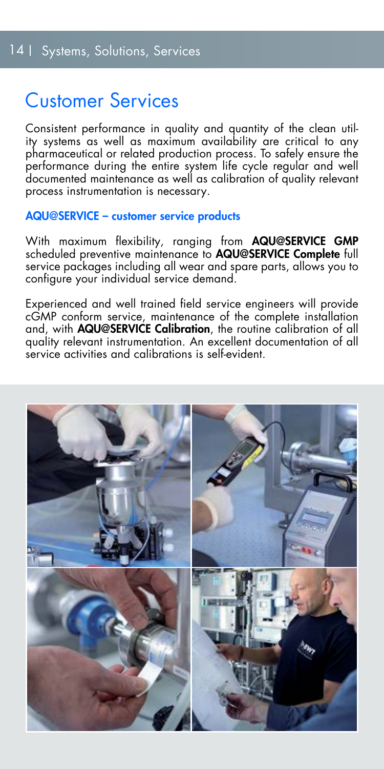# Customer Services

Consistent performance in quality and quantity of the clean utility systems as well as maximum availability are critical to any pharmaceutical or related production process. To safely ensure the performance during the entire system life cycle regular and well documented maintenance as well as calibration of quality relevant process instrumentation is necessary.

## AQU@SERVICE – customer service products

With maximum flexibility, ranging from **AQU@SERVICE GMP** scheduled preventive maintenance to **AQU@SERVICE Complete** full service packages including all wear and spare parts, allows you to configure your individual service demand.

Experienced and well trained field service engineers will provide cGMP conform service, maintenance of the complete installation and, with **AQU@SERVICE Calibration**, the routine calibration of all quality relevant instrumentation. An excellent documentation of all service activities and calibrations is self-evident.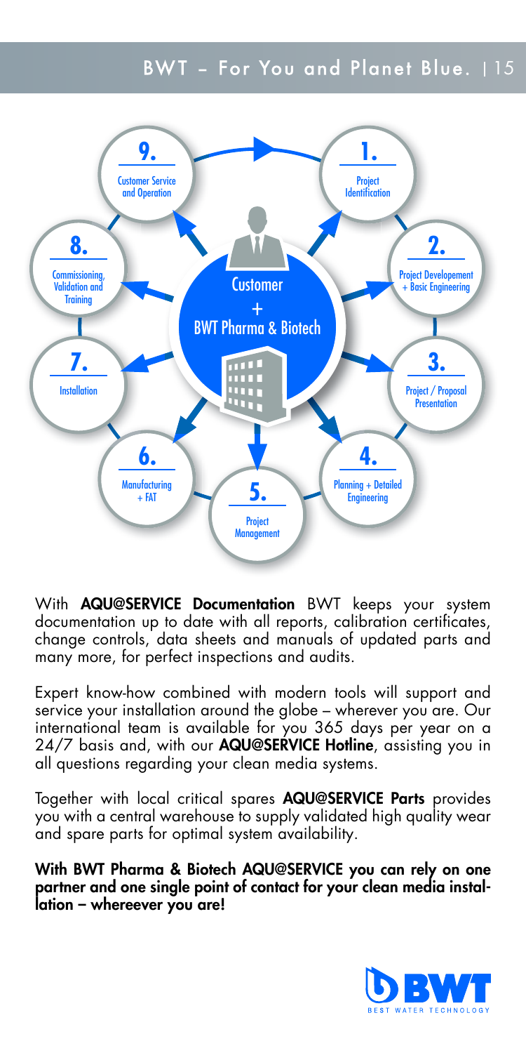9. Customer Service and Operation

1. Project Identification

2. Project Developement + Basic Engineering

3. Project / Proposal Presentation

4. Planning + Detailed Engineering

5. Project Management

6. Manufacturing + FAT

7. Installation

8. Commissioning, Validation and Training

Customer + BWT Pharma & Biotech

With **AQU@SERVICE Documentation** BWT keeps your system documentation up to date with all reports, calibration certificates, change controls, data sheets and manuals of updated parts and many more, for perfect inspections and audits.

Expert know-how combined with modern tools will support and service your installation around the globe – wherever you are. Our international team is available for you 365 days per year on a 24/7 basis and, with our **AQU@SERVICE Hotline**, assisting you in all questions regarding your clean media systems.

Together with local critical spares **AQU@SERVICE Parts** provides you with a central warehouse to supply validated high quality wear and spare parts for optimal system availability.

**With BWT Pharma & Biotech AQU@SERVICE you can rely on one partner and one single point of contact for your clean media installation – whereever you are!**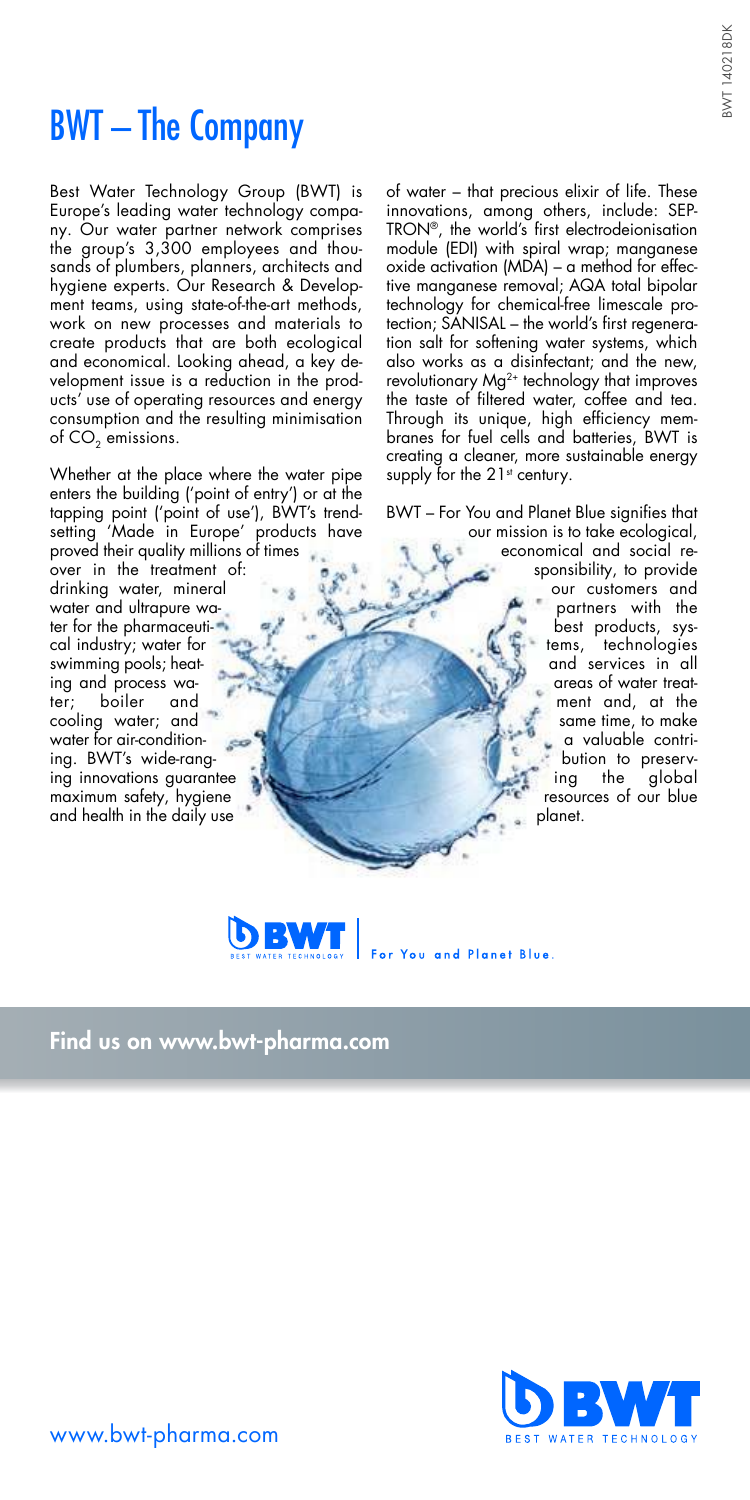# BWT – The Company

Best Water Technology Group (BWT) is Europe's leading water technology company. Our water partner network comprises the group's 3,300 employees and thousands of plumbers, planners, architects and hygiene experts. Our Research & Development teams, using state-of-the-art methods, work on new processes and materials to create products that are both ecological and economical. Looking ahead, a key development issue is a reduction in the products' use of operating resources and energy consumption and the resulting minimisation of $CO_2$ emissions.

Whether at the place where the water pipe enters the building ('point of entry') or at the tapping point ('point of use'), BWT's trendsetting 'Made in Europe' products have proved their quality millions of times over in the treatment of: drinking water, mineral water and ultrapure water for the pharmaceutical industry; water for swimming pools; heating and process water; boiler and cooling water; and water for air-conditioning. BWT's wide-ranging innovations guarantee maximum safety, hygiene and health in the daily use of water – that precious elixir of life. These innovations, among others, include: SEPTRON®, the world's first electrodeionisation module (EDI) with spiral wrap; manganese oxide activation (MDA) – a method for effective manganese removal; AQA total bipolar technology for chemical-free limescale protection; SANISAL – the world's first regeneration salt for softening water systems, which also works as a disinfectant; and the new, revolutionary $Mg^{2+}$ technology that improves the taste of filtered water, coffee and tea. Through its unique, high efficiency membranes for fuel cells and batteries, BWT is creating a cleaner, more sustainable energy supply for the 21st century.

BWT – For You and Planet Blue signifies that our mission is to take ecological, economical and social responsibility, to provide our customers and partners with the best products, systems, technologies and services in all areas of water treatment and, at the same time, to make a valuable contribution to preserving the global resources of our blue planet.

BWT BEST WATER TECHNOLOGY | For You and Planet Blue.

**Find us on www.bwt-pharma.com**

www.bwt-pharma.com

BWT BEST WATER TECHNOLOGY

BWT 140218DK